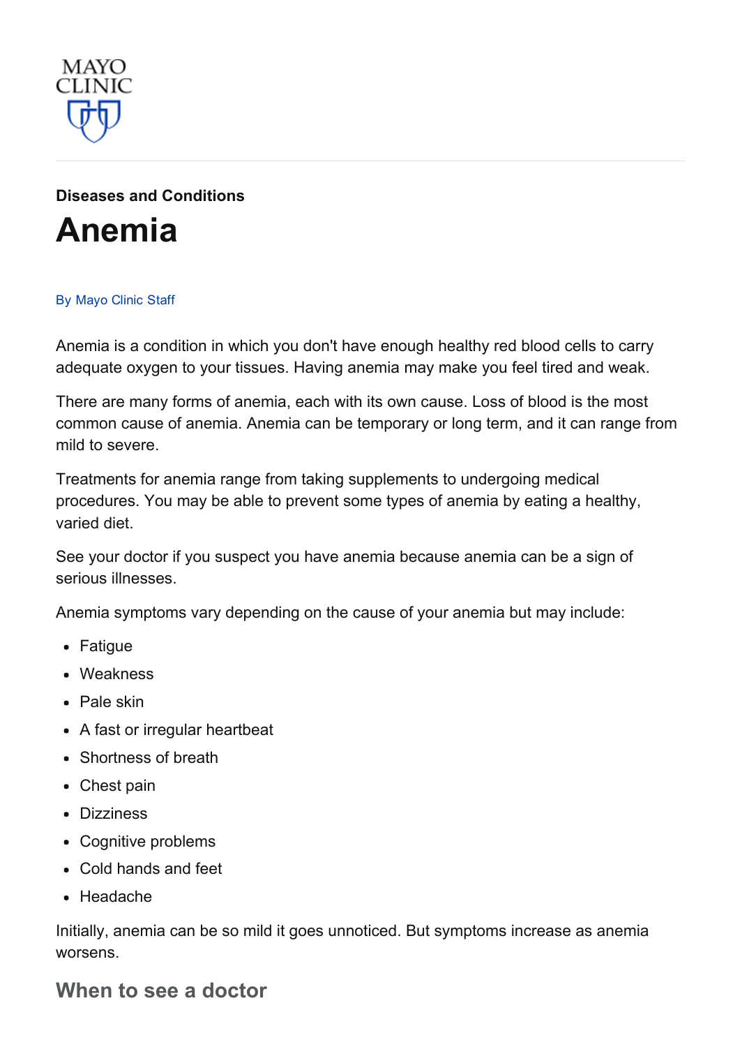MAYO CLINIC

**Diseases and Conditions**

# Anemia

By Mayo Clinic Staff

Anemia is a condition in which you don't have enough healthy red blood cells to carry adequate oxygen to your tissues. Having anemia may make you feel tired and weak.

There are many forms of anemia, each with its own cause. Loss of blood is the most common cause of anemia. Anemia can be temporary or long term, and it can range from mild to severe.

Treatments for anemia range from taking supplements to undergoing medical procedures. You may be able to prevent some types of anemia by eating a healthy, varied diet.

See your doctor if you suspect you have anemia because anemia can be a sign of serious illnesses.

Anemia symptoms vary depending on the cause of your anemia but may include:

- Fatigue
- Weakness
- Pale skin
- A fast or irregular heartbeat
- Shortness of breath
- Chest pain
- Dizziness
- Cognitive problems
- Cold hands and feet
- Headache

Initially, anemia can be so mild it goes unnoticed. But symptoms increase as anemia worsens.

## When to see a doctor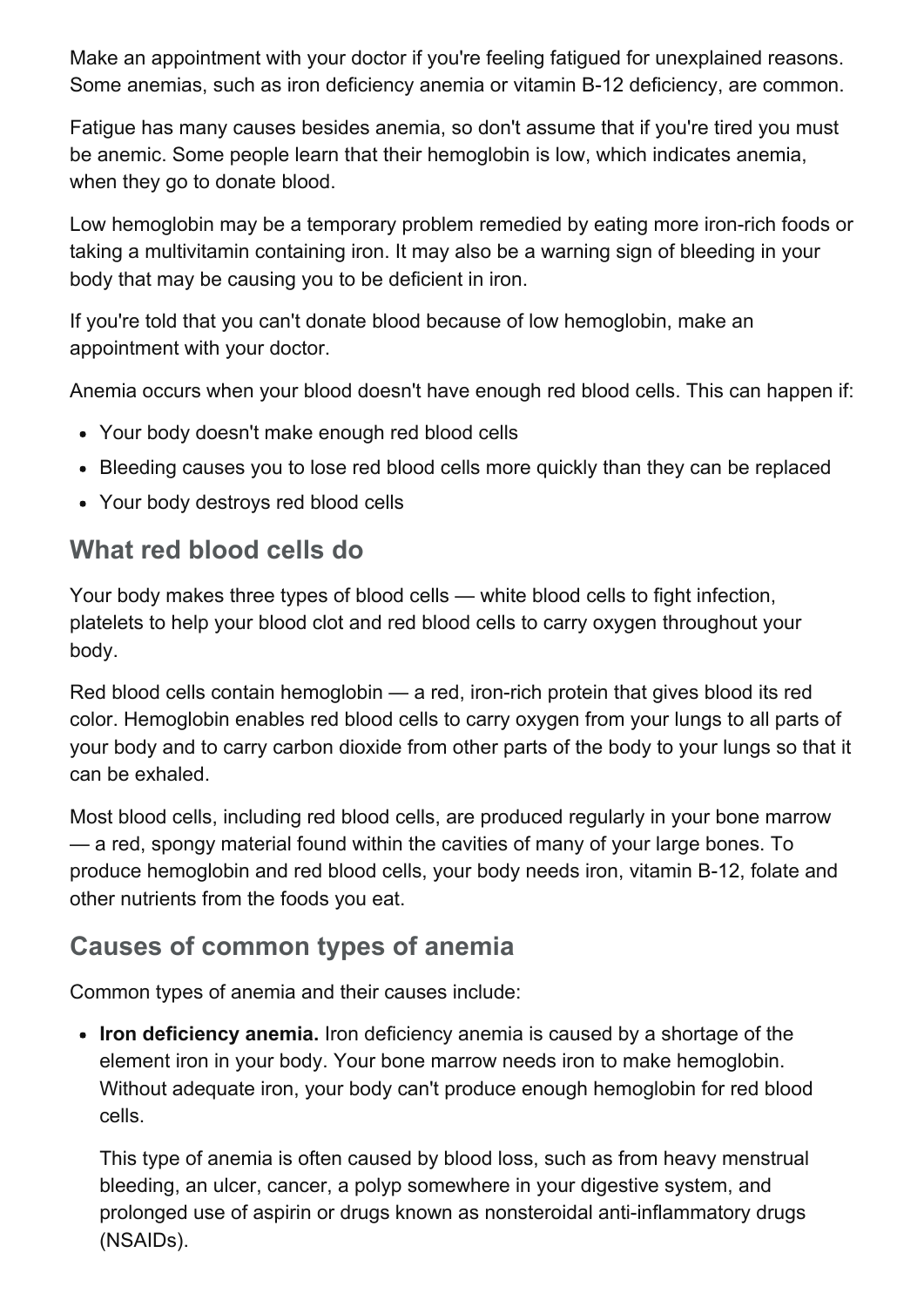Make an appointment with your doctor if you're feeling fatigued for unexplained reasons. Some anemias, such as iron deficiency anemia or vitamin B-12 deficiency, are common.

Fatigue has many causes besides anemia, so don't assume that if you're tired you must be anemic. Some people learn that their hemoglobin is low, which indicates anemia, when they go to donate blood.

Low hemoglobin may be a temporary problem remedied by eating more iron-rich foods or taking a multivitamin containing iron. It may also be a warning sign of bleeding in your body that may be causing you to be deficient in iron.

If you're told that you can't donate blood because of low hemoglobin, make an appointment with your doctor.

Anemia occurs when your blood doesn't have enough red blood cells. This can happen if:

- Your body doesn't make enough red blood cells
- Bleeding causes you to lose red blood cells more quickly than they can be replaced
- Your body destroys red blood cells

## What red blood cells do

Your body makes three types of blood cells — white blood cells to fight infection, platelets to help your blood clot and red blood cells to carry oxygen throughout your body.

Red blood cells contain hemoglobin — a red, iron-rich protein that gives blood its red color. Hemoglobin enables red blood cells to carry oxygen from your lungs to all parts of your body and to carry carbon dioxide from other parts of the body to your lungs so that it can be exhaled.

Most blood cells, including red blood cells, are produced regularly in your bone marrow — a red, spongy material found within the cavities of many of your large bones. To produce hemoglobin and red blood cells, your body needs iron, vitamin B-12, folate and other nutrients from the foods you eat.

## Causes of common types of anemia

Common types of anemia and their causes include:

- **Iron deficiency anemia.** Iron deficiency anemia is caused by a shortage of the element iron in your body. Your bone marrow needs iron to make hemoglobin. Without adequate iron, your body can't produce enough hemoglobin for red blood cells.

  This type of anemia is often caused by blood loss, such as from heavy menstrual bleeding, an ulcer, cancer, a polyp somewhere in your digestive system, and prolonged use of aspirin or drugs known as nonsteroidal anti-inflammatory drugs (NSAIDs).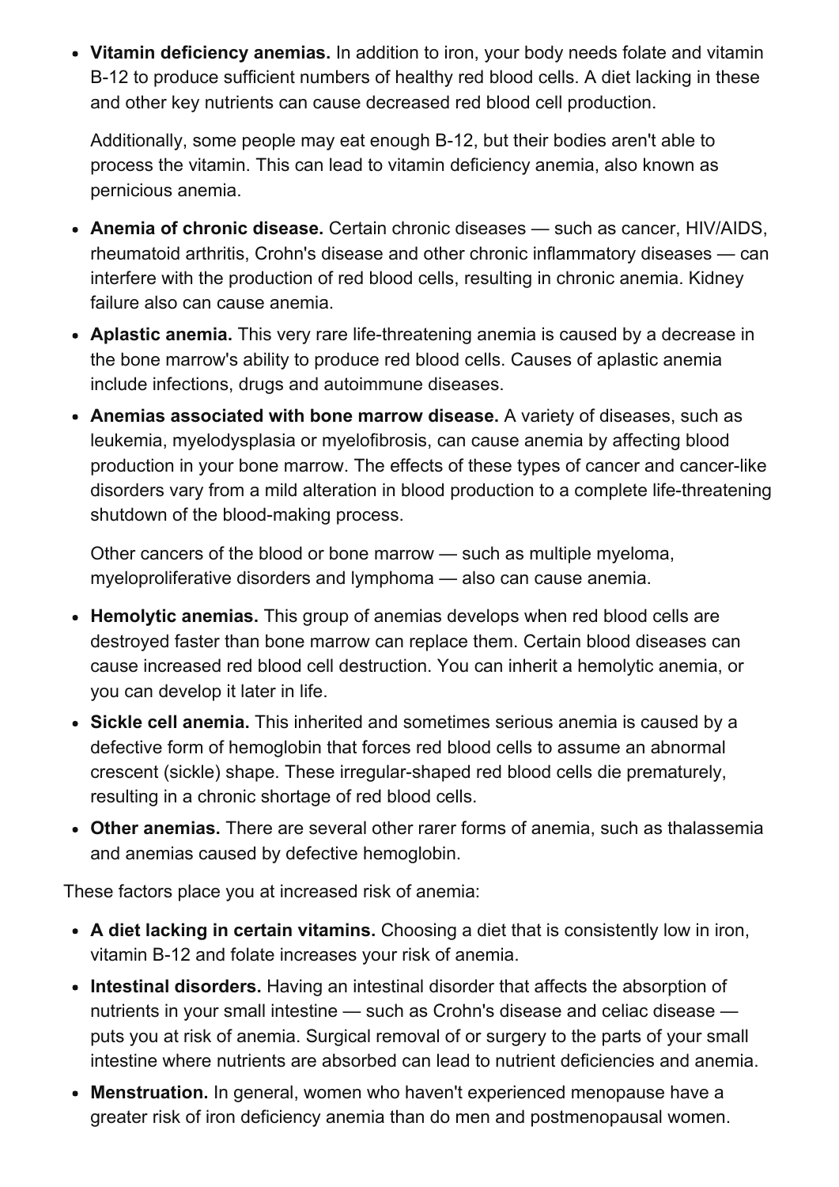- **Vitamin deficiency anemias.** In addition to iron, your body needs folate and vitamin B-12 to produce sufficient numbers of healthy red blood cells. A diet lacking in these and other key nutrients can cause decreased red blood cell production.

  Additionally, some people may eat enough B-12, but their bodies aren't able to process the vitamin. This can lead to vitamin deficiency anemia, also known as pernicious anemia.

- **Anemia of chronic disease.** Certain chronic diseases — such as cancer, HIV/AIDS, rheumatoid arthritis, Crohn's disease and other chronic inflammatory diseases — can interfere with the production of red blood cells, resulting in chronic anemia. Kidney failure also can cause anemia.
- **Aplastic anemia.** This very rare life-threatening anemia is caused by a decrease in the bone marrow's ability to produce red blood cells. Causes of aplastic anemia include infections, drugs and autoimmune diseases.
- **Anemias associated with bone marrow disease.** A variety of diseases, such as leukemia, myelodysplasia or myelofibrosis, can cause anemia by affecting blood production in your bone marrow. The effects of these types of cancer and cancer-like disorders vary from a mild alteration in blood production to a complete life-threatening shutdown of the blood-making process.

  Other cancers of the blood or bone marrow — such as multiple myeloma, myeloproliferative disorders and lymphoma — also can cause anemia.

- **Hemolytic anemias.** This group of anemias develops when red blood cells are destroyed faster than bone marrow can replace them. Certain blood diseases can cause increased red blood cell destruction. You can inherit a hemolytic anemia, or you can develop it later in life.
- **Sickle cell anemia.** This inherited and sometimes serious anemia is caused by a defective form of hemoglobin that forces red blood cells to assume an abnormal crescent (sickle) shape. These irregular-shaped red blood cells die prematurely, resulting in a chronic shortage of red blood cells.
- **Other anemias.** There are several other rarer forms of anemia, such as thalassemia and anemias caused by defective hemoglobin.

These factors place you at increased risk of anemia:

- **A diet lacking in certain vitamins.** Choosing a diet that is consistently low in iron, vitamin B-12 and folate increases your risk of anemia.
- **Intestinal disorders.** Having an intestinal disorder that affects the absorption of nutrients in your small intestine — such as Crohn's disease and celiac disease — puts you at risk of anemia. Surgical removal of or surgery to the parts of your small intestine where nutrients are absorbed can lead to nutrient deficiencies and anemia.
- **Menstruation.** In general, women who haven't experienced menopause have a greater risk of iron deficiency anemia than do men and postmenopausal women.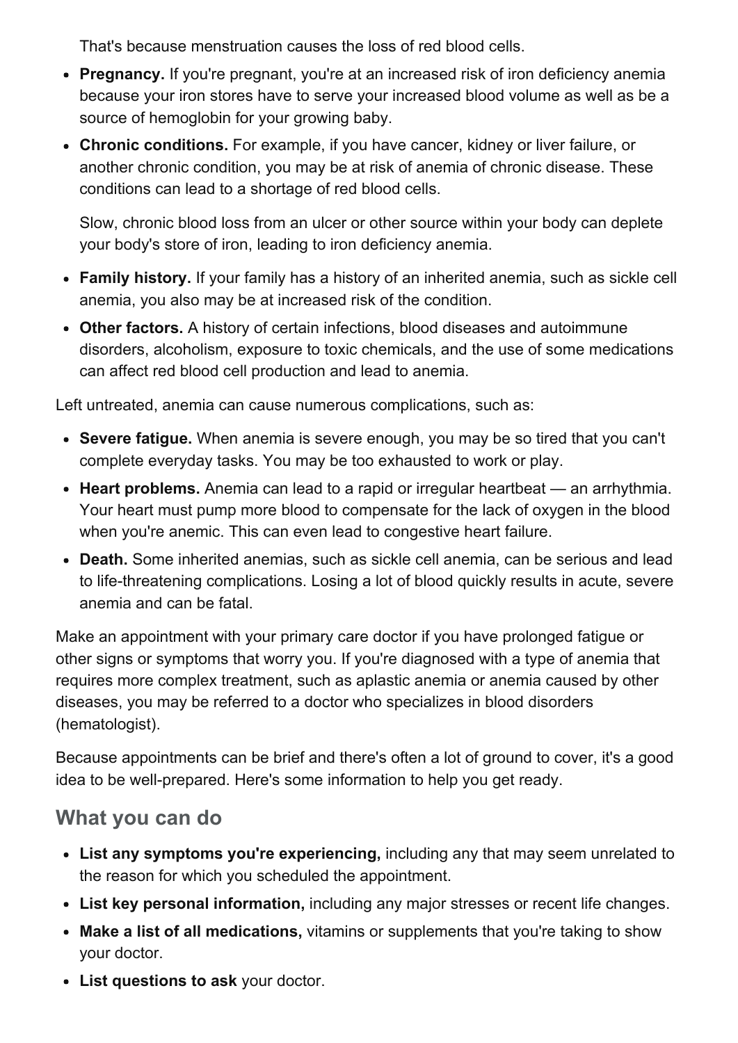That's because menstruation causes the loss of red blood cells.

- **Pregnancy.** If you're pregnant, you're at an increased risk of iron deficiency anemia because your iron stores have to serve your increased blood volume as well as be a source of hemoglobin for your growing baby.
- **Chronic conditions.** For example, if you have cancer, kidney or liver failure, or another chronic condition, you may be at risk of anemia of chronic disease. These conditions can lead to a shortage of red blood cells.

  Slow, chronic blood loss from an ulcer or other source within your body can deplete your body's store of iron, leading to iron deficiency anemia.
- **Family history.** If your family has a history of an inherited anemia, such as sickle cell anemia, you also may be at increased risk of the condition.
- **Other factors.** A history of certain infections, blood diseases and autoimmune disorders, alcoholism, exposure to toxic chemicals, and the use of some medications can affect red blood cell production and lead to anemia.

Left untreated, anemia can cause numerous complications, such as:

- **Severe fatigue.** When anemia is severe enough, you may be so tired that you can't complete everyday tasks. You may be too exhausted to work or play.
- **Heart problems.** Anemia can lead to a rapid or irregular heartbeat — an arrhythmia. Your heart must pump more blood to compensate for the lack of oxygen in the blood when you're anemic. This can even lead to congestive heart failure.
- **Death.** Some inherited anemias, such as sickle cell anemia, can be serious and lead to life-threatening complications. Losing a lot of blood quickly results in acute, severe anemia and can be fatal.

Make an appointment with your primary care doctor if you have prolonged fatigue or other signs or symptoms that worry you. If you're diagnosed with a type of anemia that requires more complex treatment, such as aplastic anemia or anemia caused by other diseases, you may be referred to a doctor who specializes in blood disorders (hematologist).

Because appointments can be brief and there's often a lot of ground to cover, it's a good idea to be well-prepared. Here's some information to help you get ready.

## What you can do

- **List any symptoms you're experiencing,** including any that may seem unrelated to the reason for which you scheduled the appointment.
- **List key personal information,** including any major stresses or recent life changes.
- **Make a list of all medications,** vitamins or supplements that you're taking to show your doctor.
- **List questions to ask** your doctor.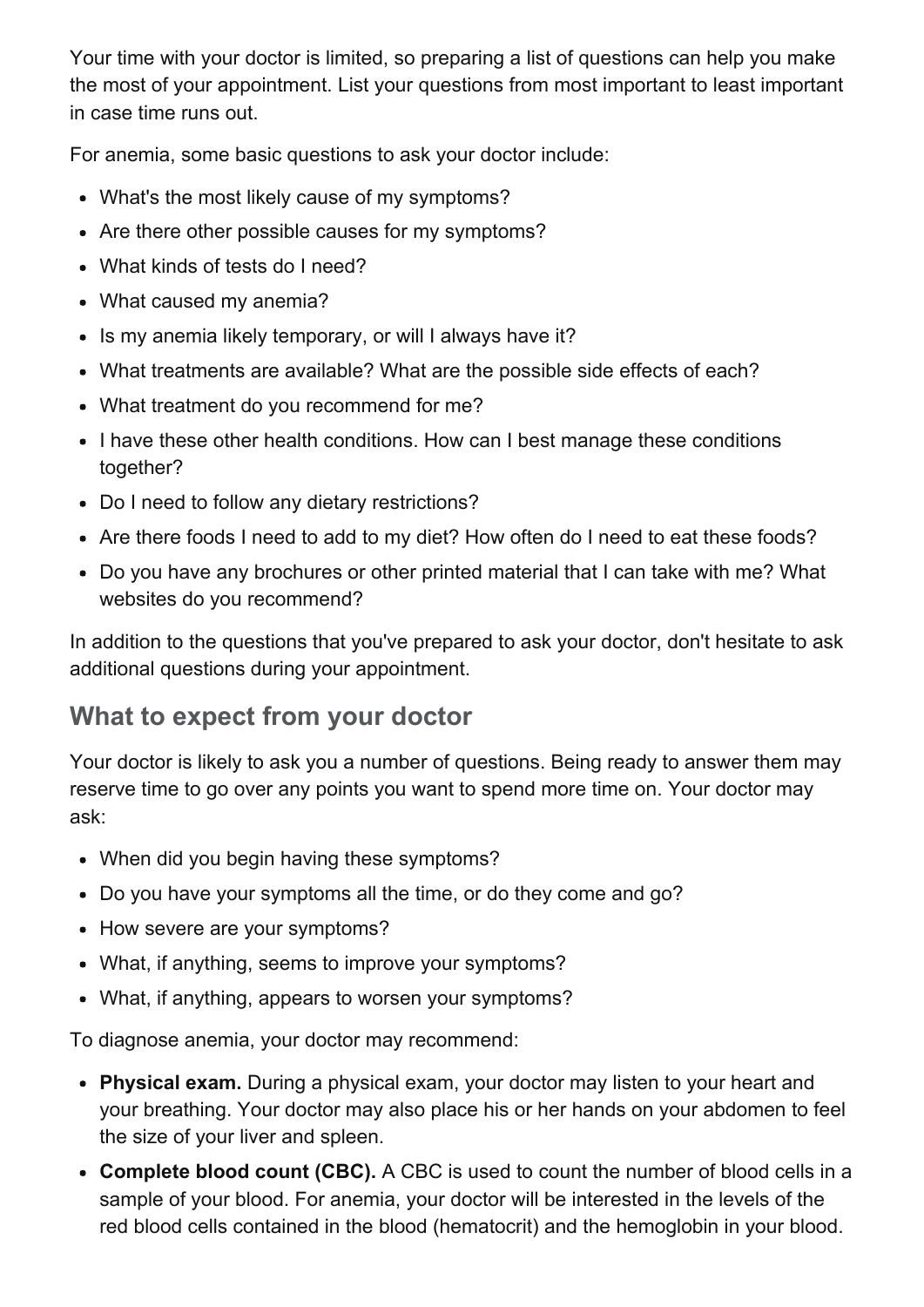Your time with your doctor is limited, so preparing a list of questions can help you make the most of your appointment. List your questions from most important to least important in case time runs out.

For anemia, some basic questions to ask your doctor include:

- What's the most likely cause of my symptoms?
- Are there other possible causes for my symptoms?
- What kinds of tests do I need?
- What caused my anemia?
- Is my anemia likely temporary, or will I always have it?
- What treatments are available? What are the possible side effects of each?
- What treatment do you recommend for me?
- I have these other health conditions. How can I best manage these conditions together?
- Do I need to follow any dietary restrictions?
- Are there foods I need to add to my diet? How often do I need to eat these foods?
- Do you have any brochures or other printed material that I can take with me? What websites do you recommend?

In addition to the questions that you've prepared to ask your doctor, don't hesitate to ask additional questions during your appointment.

## What to expect from your doctor

Your doctor is likely to ask you a number of questions. Being ready to answer them may reserve time to go over any points you want to spend more time on. Your doctor may ask:

- When did you begin having these symptoms?
- Do you have your symptoms all the time, or do they come and go?
- How severe are your symptoms?
- What, if anything, seems to improve your symptoms?
- What, if anything, appears to worsen your symptoms?

To diagnose anemia, your doctor may recommend:

- **Physical exam.** During a physical exam, your doctor may listen to your heart and your breathing. Your doctor may also place his or her hands on your abdomen to feel the size of your liver and spleen.
- **Complete blood count (CBC).** A CBC is used to count the number of blood cells in a sample of your blood. For anemia, your doctor will be interested in the levels of the red blood cells contained in the blood (hematocrit) and the hemoglobin in your blood.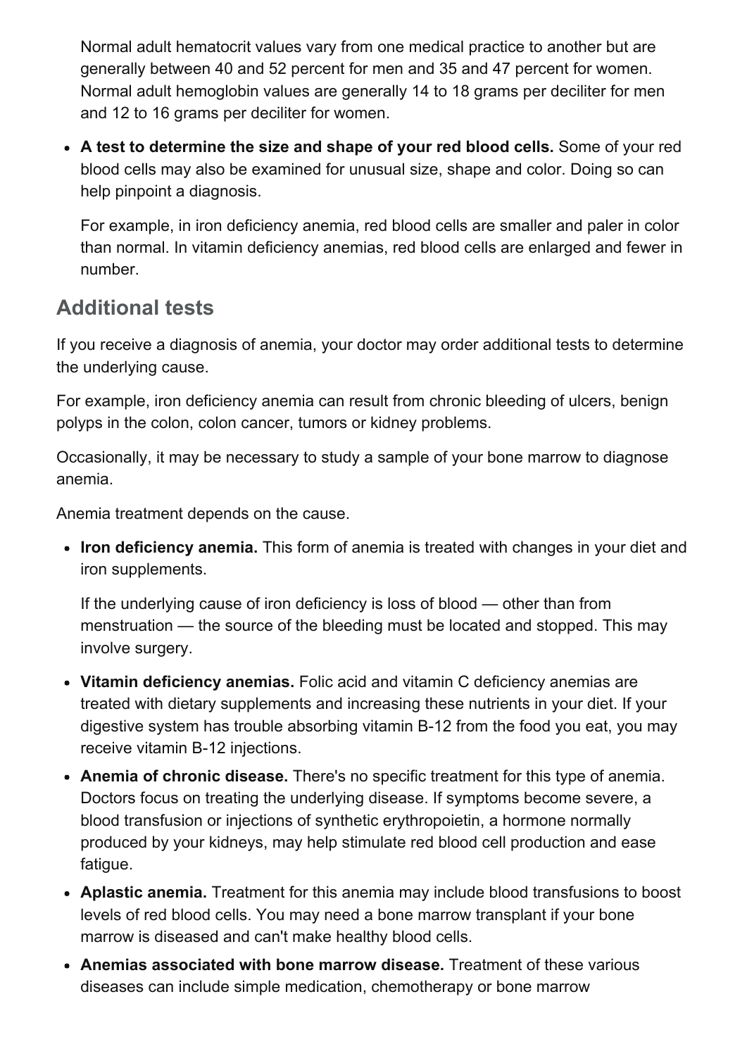Normal adult hematocrit values vary from one medical practice to another but are generally between 40 and 52 percent for men and 35 and 47 percent for women. Normal adult hemoglobin values are generally 14 to 18 grams per deciliter for men and 12 to 16 grams per deciliter for women.

- **A test to determine the size and shape of your red blood cells.** Some of your red blood cells may also be examined for unusual size, shape and color. Doing so can help pinpoint a diagnosis.

  For example, in iron deficiency anemia, red blood cells are smaller and paler in color than normal. In vitamin deficiency anemias, red blood cells are enlarged and fewer in number.

## Additional tests

If you receive a diagnosis of anemia, your doctor may order additional tests to determine the underlying cause.

For example, iron deficiency anemia can result from chronic bleeding of ulcers, benign polyps in the colon, colon cancer, tumors or kidney problems.

Occasionally, it may be necessary to study a sample of your bone marrow to diagnose anemia.

Anemia treatment depends on the cause.

- **Iron deficiency anemia.** This form of anemia is treated with changes in your diet and iron supplements.

  If the underlying cause of iron deficiency is loss of blood — other than from menstruation — the source of the bleeding must be located and stopped. This may involve surgery.

- **Vitamin deficiency anemias.** Folic acid and vitamin C deficiency anemias are treated with dietary supplements and increasing these nutrients in your diet. If your digestive system has trouble absorbing vitamin B-12 from the food you eat, you may receive vitamin B-12 injections.
- **Anemia of chronic disease.** There's no specific treatment for this type of anemia. Doctors focus on treating the underlying disease. If symptoms become severe, a blood transfusion or injections of synthetic erythropoietin, a hormone normally produced by your kidneys, may help stimulate red blood cell production and ease fatigue.
- **Aplastic anemia.** Treatment for this anemia may include blood transfusions to boost levels of red blood cells. You may need a bone marrow transplant if your bone marrow is diseased and can't make healthy blood cells.
- **Anemias associated with bone marrow disease.** Treatment of these various diseases can include simple medication, chemotherapy or bone marrow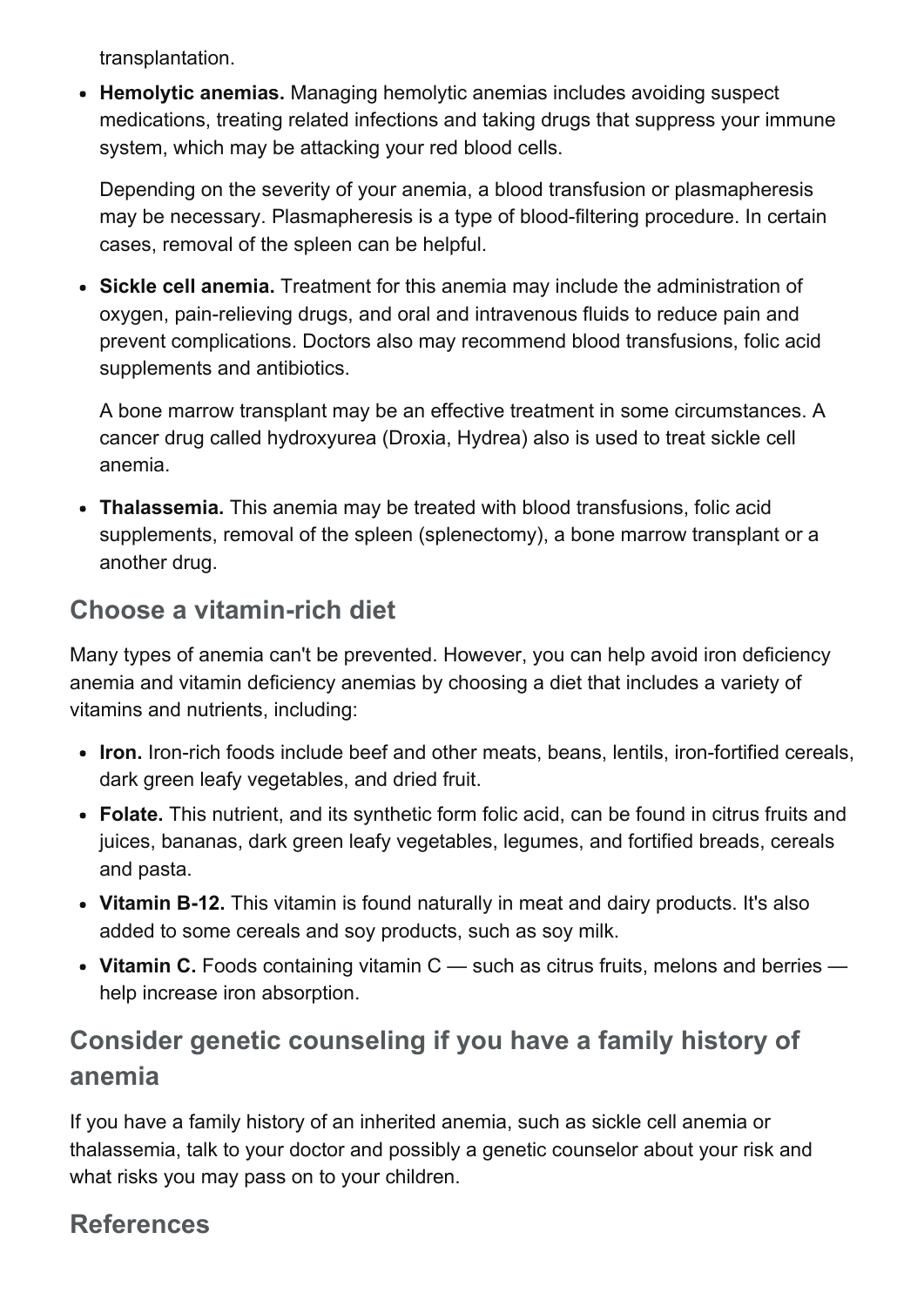transplantation.

- **Hemolytic anemias.** Managing hemolytic anemias includes avoiding suspect medications, treating related infections and taking drugs that suppress your immune system, which may be attacking your red blood cells.

  Depending on the severity of your anemia, a blood transfusion or plasmapheresis may be necessary. Plasmapheresis is a type of blood-filtering procedure. In certain cases, removal of the spleen can be helpful.

- **Sickle cell anemia.** Treatment for this anemia may include the administration of oxygen, pain-relieving drugs, and oral and intravenous fluids to reduce pain and prevent complications. Doctors also may recommend blood transfusions, folic acid supplements and antibiotics.

  A bone marrow transplant may be an effective treatment in some circumstances. A cancer drug called hydroxyurea (Droxia, Hydrea) also is used to treat sickle cell anemia.

- **Thalassemia.** This anemia may be treated with blood transfusions, folic acid supplements, removal of the spleen (splenectomy), a bone marrow transplant or a another drug.

## Choose a vitamin-rich diet

Many types of anemia can't be prevented. However, you can help avoid iron deficiency anemia and vitamin deficiency anemias by choosing a diet that includes a variety of vitamins and nutrients, including:

- **Iron.** Iron-rich foods include beef and other meats, beans, lentils, iron-fortified cereals, dark green leafy vegetables, and dried fruit.
- **Folate.** This nutrient, and its synthetic form folic acid, can be found in citrus fruits and juices, bananas, dark green leafy vegetables, legumes, and fortified breads, cereals and pasta.
- **Vitamin B-12.** This vitamin is found naturally in meat and dairy products. It's also added to some cereals and soy products, such as soy milk.
- **Vitamin C.** Foods containing vitamin C — such as citrus fruits, melons and berries — help increase iron absorption.

## Consider genetic counseling if you have a family history of anemia

If you have a family history of an inherited anemia, such as sickle cell anemia or thalassemia, talk to your doctor and possibly a genetic counselor about your risk and what risks you may pass on to your children.

## References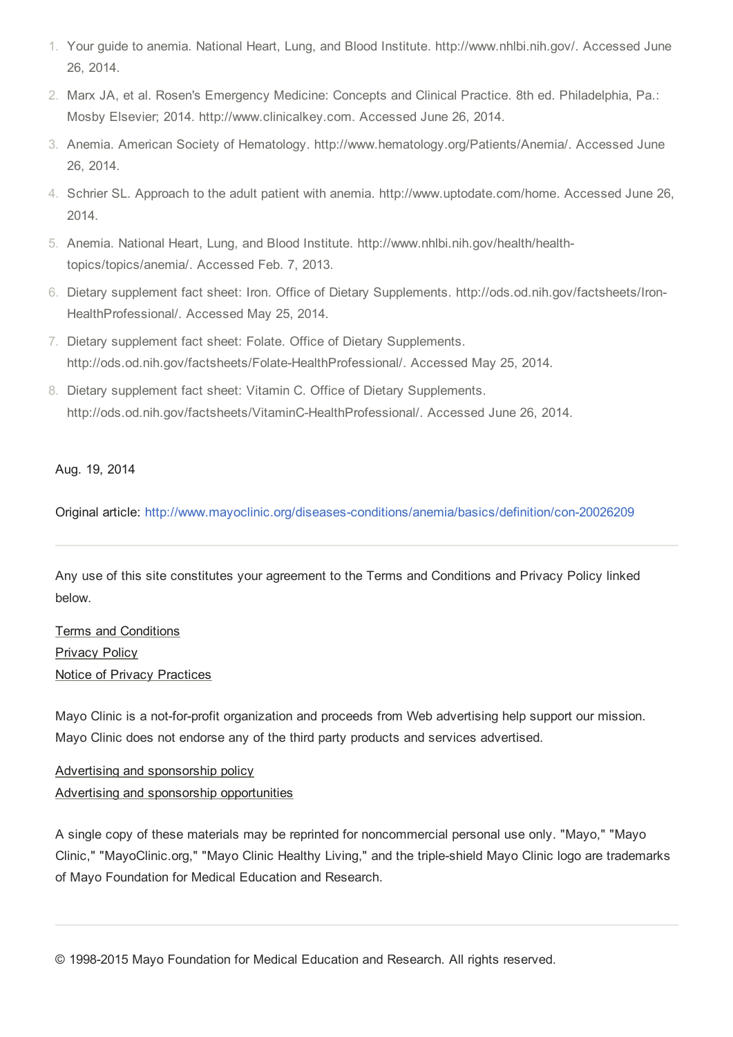1. Your guide to anemia. National Heart, Lung, and Blood Institute. http://www.nhlbi.nih.gov/. Accessed June 26, 2014.
2. Marx JA, et al. Rosen's Emergency Medicine: Concepts and Clinical Practice. 8th ed. Philadelphia, Pa.: Mosby Elsevier; 2014. http://www.clinicalkey.com. Accessed June 26, 2014.
3. Anemia. American Society of Hematology. http://www.hematology.org/Patients/Anemia/. Accessed June 26, 2014.
4. Schrier SL. Approach to the adult patient with anemia. http://www.uptodate.com/home. Accessed June 26, 2014.
5. Anemia. National Heart, Lung, and Blood Institute. http://www.nhlbi.nih.gov/health/health-topics/topics/anemia/. Accessed Feb. 7, 2013.
6. Dietary supplement fact sheet: Iron. Office of Dietary Supplements. http://ods.od.nih.gov/factsheets/Iron-HealthProfessional/. Accessed May 25, 2014.
7. Dietary supplement fact sheet: Folate. Office of Dietary Supplements. http://ods.od.nih.gov/factsheets/Folate-HealthProfessional/. Accessed May 25, 2014.
8. Dietary supplement fact sheet: Vitamin C. Office of Dietary Supplements. http://ods.od.nih.gov/factsheets/VitaminC-HealthProfessional/. Accessed June 26, 2014.

Aug. 19, 2014

Original article: http://www.mayoclinic.org/diseases-conditions/anemia/basics/definition/con-20026209

---

Any use of this site constitutes your agreement to the Terms and Conditions and Privacy Policy linked below.

Terms and Conditions
Privacy Policy
Notice of Privacy Practices

Mayo Clinic is a not-for-profit organization and proceeds from Web advertising help support our mission. Mayo Clinic does not endorse any of the third party products and services advertised.

Advertising and sponsorship policy
Advertising and sponsorship opportunities

A single copy of these materials may be reprinted for noncommercial personal use only. "Mayo," "Mayo Clinic," "MayoClinic.org," "Mayo Clinic Healthy Living," and the triple-shield Mayo Clinic logo are trademarks of Mayo Foundation for Medical Education and Research.

---

© 1998-2015 Mayo Foundation for Medical Education and Research. All rights reserved.